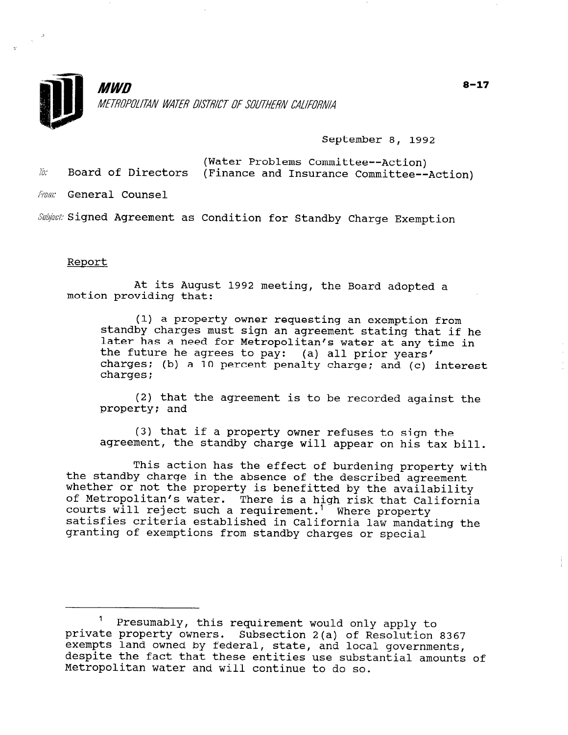**MWD**

*METROPOLITAN WATER DISTRICT OF SOUTHERN CALIFORNIA*

8-17

September 8, 1992

To: Board of Directors (Water Problems Committee--Action) (Finance and Insurance Committee--Action)

From: General Counsel

Subject: Signed Agreement as Condition for Standby Charge Exemption

## Report

At its August 1992 meeting, the Board adopted a motion providing that:

(1) a property owner requesting an exemption from standby charges must sign an agreement stating that if he later has a need for Metropolitan's water at any time in the future he agrees to pay: (a) all prior years' charges; (b) a 10 percent penalty charge; and (c) interest charges;

(2) that the agreement is to be recorded against the property; and

(3) that if a property owner refuses to sign the agreement, the standby charge will appear on his tax bill.

This action has the effect of burdening property with the standby charge in the absence of the described agreement whether or not the property is benefitted by the availability of Metropolitan's water. There is a high risk that California courts will reject such a requirement.[1] Where property satisfies criteria established in California law mandating the granting of exemptions from standby charges or special

---

[1] Presumably, this requirement would only apply to private property owners. Subsection 2(a) of Resolution 8367 exempts land owned by federal, state, and local governments, despite the fact that these entities use substantial amounts of Metropolitan water and will continue to do so.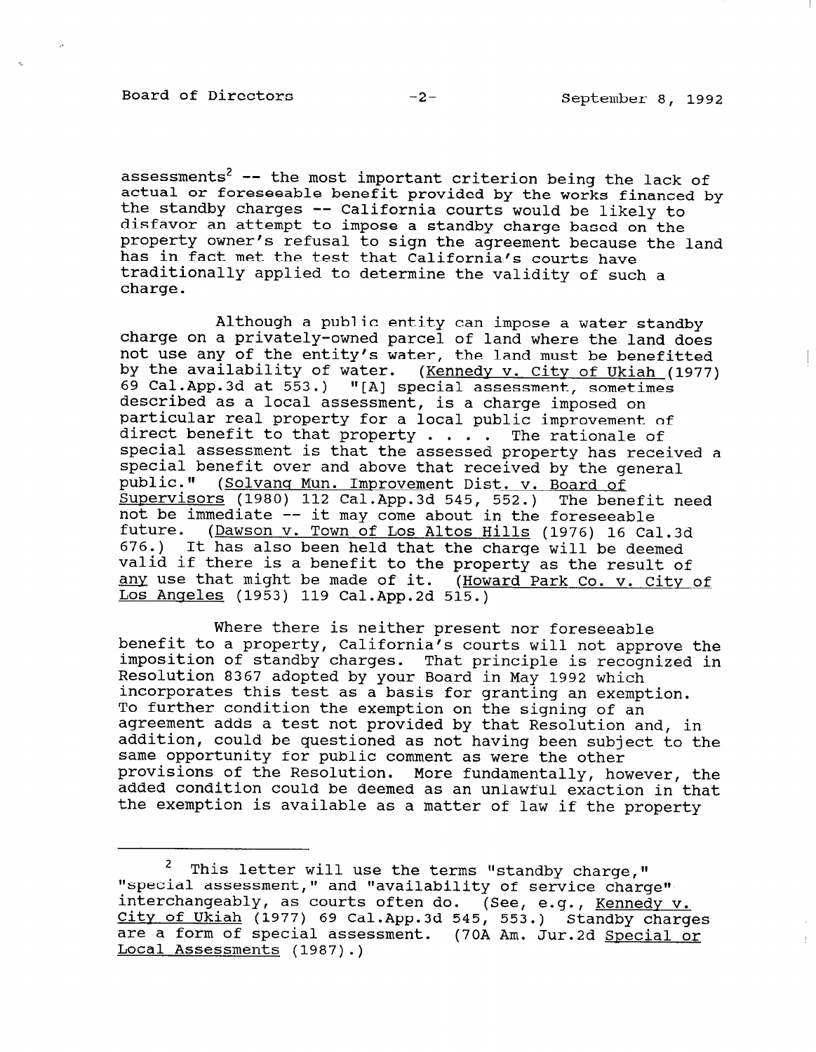assessments[2] -- the most important criterion being the lack of actual or foreseeable benefit provided by the works financed by the standby charges -- California courts would be likely to disfavor an attempt to impose a standby charge based on the property owner's refusal to sign the agreement because the land has in fact met the test that California's courts have traditionally applied to determine the validity of such a charge.

Although a public entity can impose a water standby charge on a privately-owned parcel of land where the land does not use any of the entity's water, the land must be benefitted by the availability of water. (Kennedy v. City of Ukiah (1977) 69 Cal.App.3d at 553.) "[A] special assessment, sometimes described as a local assessment, is a charge imposed on particular real property for a local public improvement of direct benefit to that property . . . . The rationale of special assessment is that the assessed property has received a special benefit over and above that received by the general public." (Solvang Mun. Improvement Dist. v. Board of Supervisors (1980) 112 Cal.App.3d 545, 552.) The benefit need not be immediate -- it may come about in the foreseeable future. (Dawson v. Town of Los Altos Hills (1976) 16 Cal.3d 676.) It has also been held that the charge will be deemed valid if there is a benefit to the property as the result of any use that might be made of it. (Howard Park Co. v. City of Los Angeles (1953) 119 Cal.App.2d 515.)

Where there is neither present nor foreseeable benefit to a property, California's courts will not approve the imposition of standby charges. That principle is recognized in Resolution 8367 adopted by your Board in May 1992 which incorporates this test as a basis for granting an exemption. To further condition the exemption on the signing of an agreement adds a test not provided by that Resolution and, in addition, could be questioned as not having been subject to the same opportunity for public comment as were the other provisions of the Resolution. More fundamentally, however, the added condition could be deemed as an unlawful exaction in that the exemption is available as a matter of law if the property

---

[2] This letter will use the terms "standby charge," "special assessment," and "availability of service charge" interchangeably, as courts often do. (See, e.g., Kennedy v. City of Ukiah (1977) 69 Cal.App.3d 545, 553.) Standby charges are a form of special assessment. (70A Am. Jur.2d Special or Local Assessments (1987).)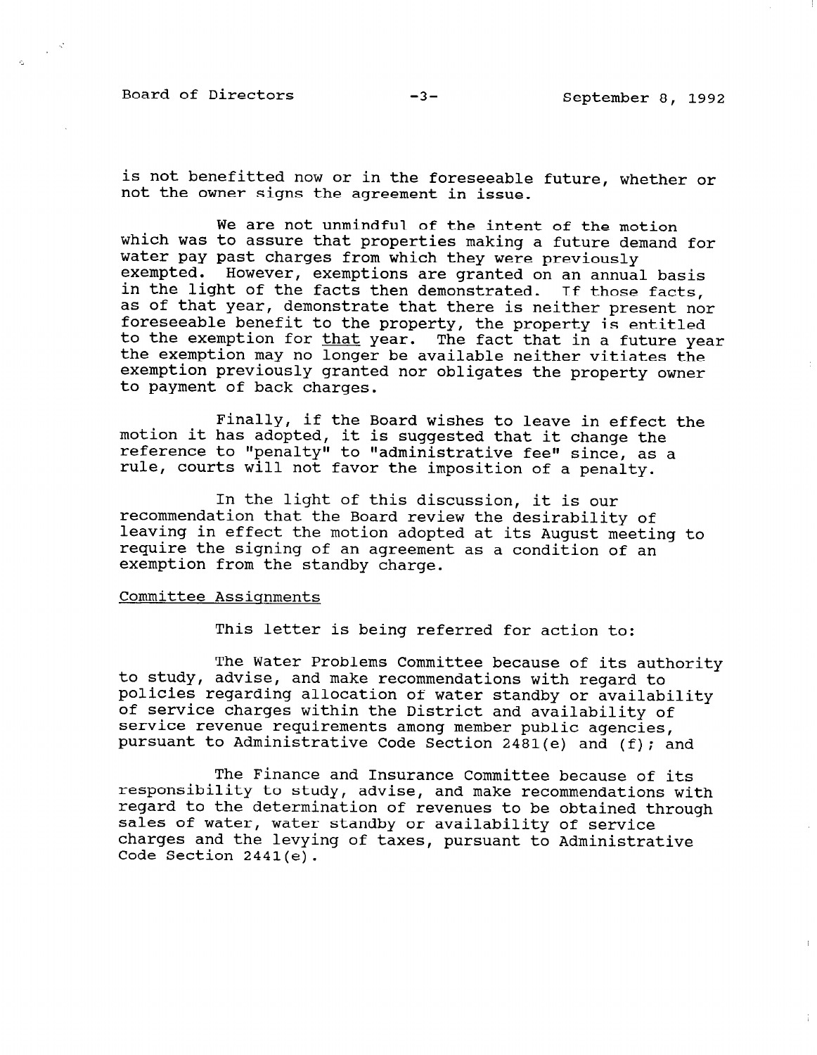is not benefitted now or in the foreseeable future, whether or not the owner signs the agreement in issue.

We are not unmindful of the intent of the motion which was to assure that properties making a future demand for water pay past charges from which they were previously exempted. However, exemptions are granted on an annual basis in the light of the facts then demonstrated. If those facts, as of that year, demonstrate that there is neither present nor foreseeable benefit to the property, the property is entitled to the exemption for <u>that</u> year. The fact that in a future year the exemption may no longer be available neither vitiates the exemption previously granted nor obligates the property owner to payment of back charges.

Finally, if the Board wishes to leave in effect the motion it has adopted, it is suggested that it change the reference to "penalty" to "administrative fee" since, as a rule, courts will not favor the imposition of a penalty.

In the light of this discussion, it is our recommendation that the Board review the desirability of leaving in effect the motion adopted at its August meeting to require the signing of an agreement as a condition of an exemption from the standby charge.

<u>Committee Assignments</u>

This letter is being referred for action to:

The Water Problems Committee because of its authority to study, advise, and make recommendations with regard to policies regarding allocation of water standby or availability of service charges within the District and availability of service revenue requirements among member public agencies, pursuant to Administrative Code Section 2481(e) and (f); and

The Finance and Insurance Committee because of its responsibility to study, advise, and make recommendations with regard to the determination of revenues to be obtained through sales of water, water standby or availability of service charges and the levying of taxes, pursuant to Administrative Code Section 2441(e).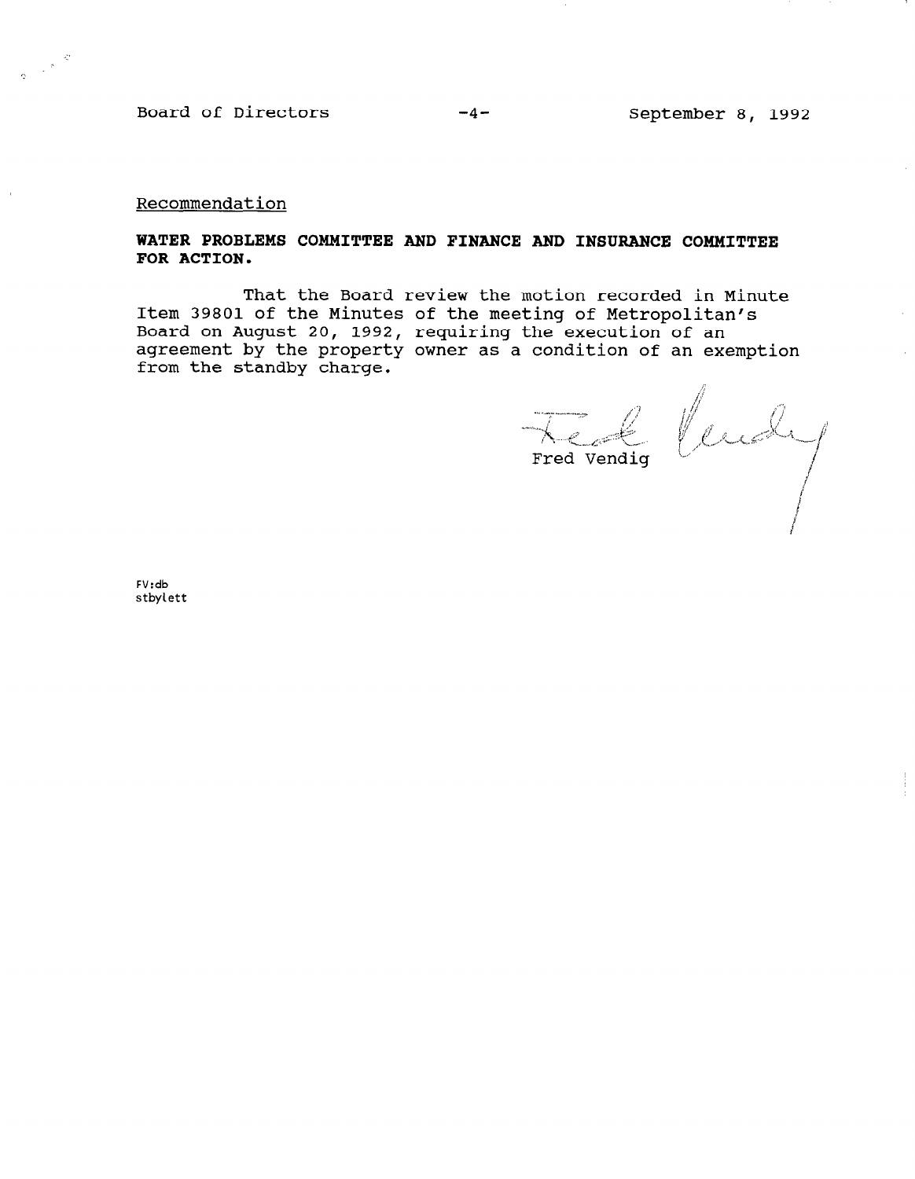Recommendation

**WATER PROBLEMS COMMITTEE AND FINANCE AND INSURANCE COMMITTEE FOR ACTION.**

That the Board review the motion recorded in Minute Item 39801 of the Minutes of the meeting of Metropolitan's Board on August 20, 1992, requiring the execution of an agreement by the property owner as a condition of an exemption from the standby charge.

Fred Vendig

FV:db
stbylett